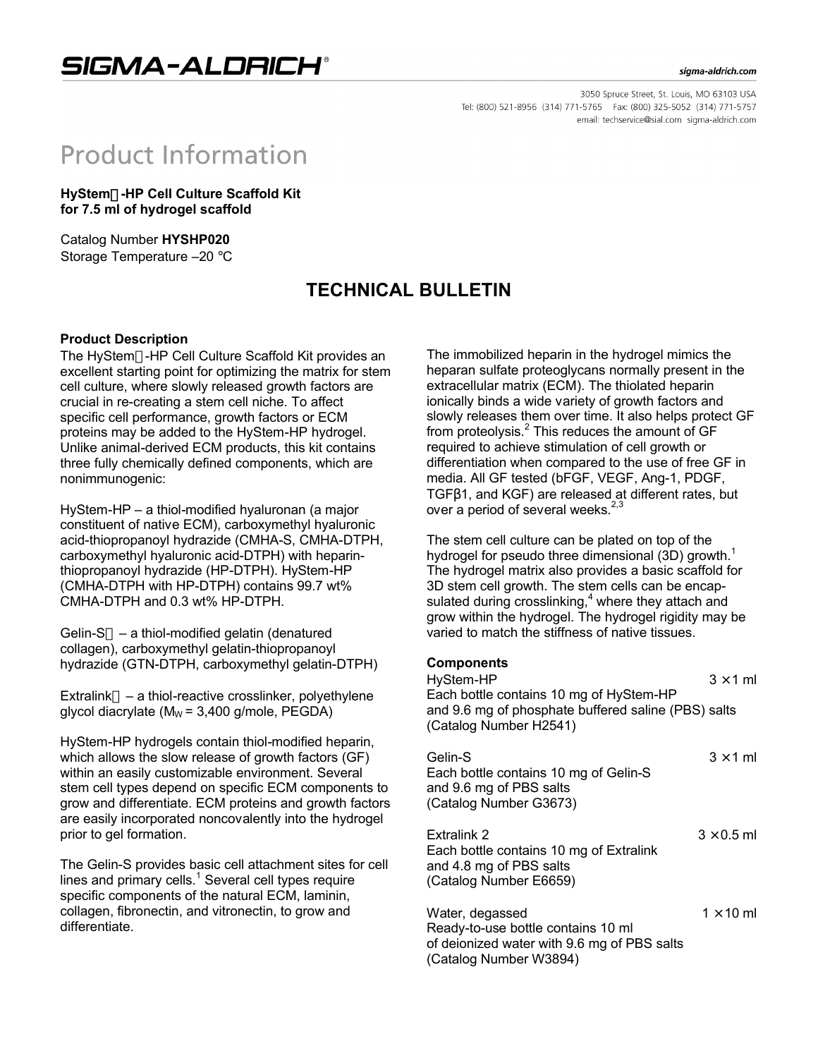# Product Information

**HyStem-HP Cell Culture Scaffold Kit**
**for 7.5 ml of hydrogel scaffold**

Catalog Number **HYSHP020**
Storage Temperature –20 °C

## TECHNICAL BULLETIN

### Product Description

The HyStem-HP Cell Culture Scaffold Kit provides an excellent starting point for optimizing the matrix for stem cell culture, where slowly released growth factors are crucial in re-creating a stem cell niche. To affect specific cell performance, growth factors or ECM proteins may be added to the HyStem-HP hydrogel. Unlike animal-derived ECM products, this kit contains three fully chemically defined components, which are nonimmunogenic:

HyStem-HP – a thiol-modified hyaluronan (a major constituent of native ECM), carboxymethyl hyaluronic acid-thiopropanoyl hydrazide (CMHA-S, CMHA-DTPH, carboxymethyl hyaluronic acid-DTPH) with heparin-thiopropanoyl hydrazide (HP-DTPH). HyStem-HP (CMHA-DTPH with HP-DTPH) contains 99.7 wt% CMHA-DTPH and 0.3 wt% HP-DTPH.

Gelin-S – a thiol-modified gelatin (denatured collagen), carboxymethyl gelatin-thiopropanoyl hydrazide (GTN-DTPH, carboxymethyl gelatin-DTPH)

Extralink – a thiol-reactive crosslinker, polyethylene glycol diacrylate ($M_W$ = 3,400 g/mole, PEGDA)

HyStem-HP hydrogels contain thiol-modified heparin, which allows the slow release of growth factors (GF) within an easily customizable environment. Several stem cell types depend on specific ECM components to grow and differentiate. ECM proteins and growth factors are easily incorporated noncovalently into the hydrogel prior to gel formation.

The Gelin-S provides basic cell attachment sites for cell lines and primary cells.[1] Several cell types require specific components of the natural ECM, laminin, collagen, fibronectin, and vitronectin, to grow and differentiate.

The immobilized heparin in the hydrogel mimics the heparan sulfate proteoglycans normally present in the extracellular matrix (ECM). The thiolated heparin ionically binds a wide variety of growth factors and slowly releases them over time. It also helps protect GF from proteolysis.[2] This reduces the amount of GF required to achieve stimulation of cell growth or differentiation when compared to the use of free GF in media. All GF tested (bFGF, VEGF, Ang-1, PDGF, TGFβ1, and KGF) are released at different rates, but over a period of several weeks.[2,3]

The stem cell culture can be plated on top of the hydrogel for pseudo three dimensional (3D) growth.[1] The hydrogel matrix also provides a basic scaffold for 3D stem cell growth. The stem cells can be encapsulated during crosslinking,[4] where they attach and grow within the hydrogel. The hydrogel rigidity may be varied to match the stiffness of native tissues.

### Components

HyStem-HP — 3 × 1 ml
Each bottle contains 10 mg of HyStem-HP and 9.6 mg of phosphate buffered saline (PBS) salts (Catalog Number H2541)

Gelin-S — 3 × 1 ml
Each bottle contains 10 mg of Gelin-S and 9.6 mg of PBS salts (Catalog Number G3673)

Extralink 2 — 3 × 0.5 ml
Each bottle contains 10 mg of Extralink and 4.8 mg of PBS salts (Catalog Number E6659)

Water, degassed — 1 × 10 ml
Ready-to-use bottle contains 10 ml of deionized water with 9.6 mg of PBS salts (Catalog Number W3894)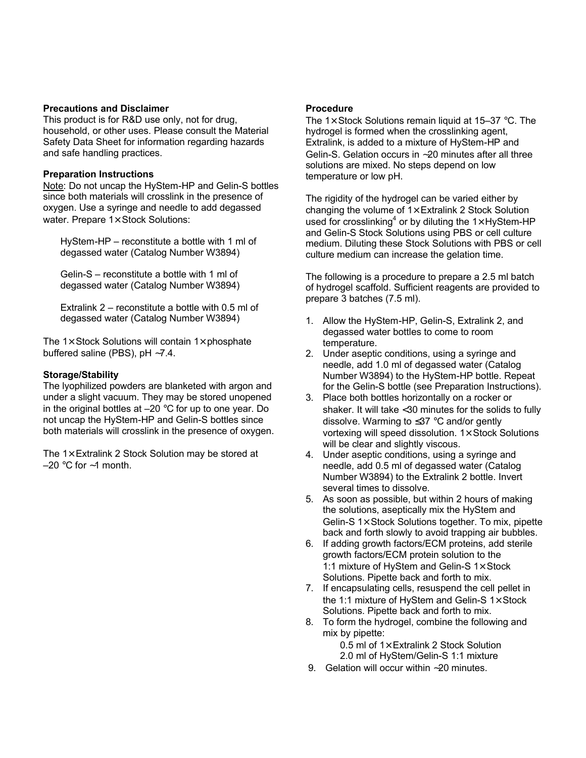## Precautions and Disclaimer

This product is for R&D use only, not for drug, household, or other uses. Please consult the Material Safety Data Sheet for information regarding hazards and safe handling practices.

## Preparation Instructions

Note: Do not uncap the HyStem-HP and Gelin-S bottles since both materials will crosslink in the presence of oxygen. Use a syringe and needle to add degassed water. Prepare 1× Stock Solutions:

HyStem-HP – reconstitute a bottle with 1 ml of degassed water (Catalog Number W3894)

Gelin-S – reconstitute a bottle with 1 ml of degassed water (Catalog Number W3894)

Extralink 2 – reconstitute a bottle with 0.5 ml of degassed water (Catalog Number W3894)

The 1× Stock Solutions will contain 1× phosphate buffered saline (PBS), pH ~7.4.

## Storage/Stability

The lyophilized powders are blanketed with argon and under a slight vacuum. They may be stored unopened in the original bottles at –20 °C for up to one year. Do not uncap the HyStem-HP and Gelin-S bottles since both materials will crosslink in the presence of oxygen.

The 1× Extralink 2 Stock Solution may be stored at –20 °C for ~1 month.

## Procedure

The 1× Stock Solutions remain liquid at 15–37 °C. The hydrogel is formed when the crosslinking agent, Extralink, is added to a mixture of HyStem-HP and Gelin-S. Gelation occurs in ~20 minutes after all three solutions are mixed. No steps depend on low temperature or low pH.

The rigidity of the hydrogel can be varied either by changing the volume of 1× Extralink 2 Stock Solution used for crosslinking[4] or by diluting the 1× HyStem-HP and Gelin-S Stock Solutions using PBS or cell culture medium. Diluting these Stock Solutions with PBS or cell culture medium can increase the gelation time.

The following is a procedure to prepare a 2.5 ml batch of hydrogel scaffold. Sufficient reagents are provided to prepare 3 batches (7.5 ml).

1. Allow the HyStem-HP, Gelin-S, Extralink 2, and degassed water bottles to come to room temperature.
2. Under aseptic conditions, using a syringe and needle, add 1.0 ml of degassed water (Catalog Number W3894) to the HyStem-HP bottle. Repeat for the Gelin-S bottle (see Preparation Instructions).
3. Place both bottles horizontally on a rocker or shaker. It will take <30 minutes for the solids to fully dissolve. Warming to ≤37 °C and/or gently vortexing will speed dissolution. 1× Stock Solutions will be clear and slightly viscous.
4. Under aseptic conditions, using a syringe and needle, add 0.5 ml of degassed water (Catalog Number W3894) to the Extralink 2 bottle. Invert several times to dissolve.
5. As soon as possible, but within 2 hours of making the solutions, aseptically mix the HyStem and Gelin-S 1× Stock Solutions together. To mix, pipette back and forth slowly to avoid trapping air bubbles.
6. If adding growth factors/ECM proteins, add sterile growth factors/ECM protein solution to the 1:1 mixture of HyStem and Gelin-S 1× Stock Solutions. Pipette back and forth to mix.
7. If encapsulating cells, resuspend the cell pellet in the 1:1 mixture of HyStem and Gelin-S 1× Stock Solutions. Pipette back and forth to mix.
8. To form the hydrogel, combine the following and mix by pipette:
   - 0.5 ml of 1× Extralink 2 Stock Solution
   - 2.0 ml of HyStem/Gelin-S 1:1 mixture
9. Gelation will occur within ~20 minutes.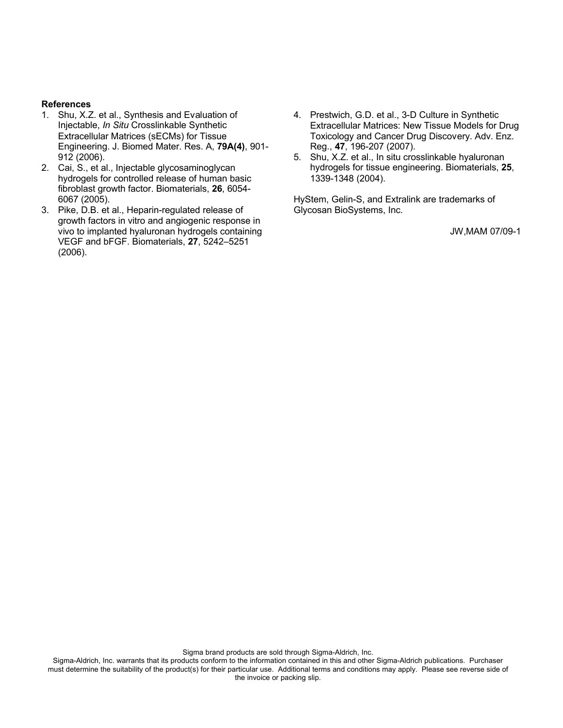**References**

1. Shu, X.Z. et al., Synthesis and Evaluation of Injectable, *In Situ* Crosslinkable Synthetic Extracellular Matrices (sECMs) for Tissue Engineering. J. Biomed Mater. Res. A, **79A(4)**, 901-912 (2006).
2. Cai, S., et al., Injectable glycosaminoglycan hydrogels for controlled release of human basic fibroblast growth factor. Biomaterials, **26**, 6054-6067 (2005).
3. Pike, D.B. et al., Heparin-regulated release of growth factors in vitro and angiogenic response in vivo to implanted hyaluronan hydrogels containing VEGF and bFGF. Biomaterials, **27**, 5242–5251 (2006).
4. Prestwich, G.D. et al., 3-D Culture in Synthetic Extracellular Matrices: New Tissue Models for Drug Toxicology and Cancer Drug Discovery. Adv. Enz. Reg., **47**, 196-207 (2007).
5. Shu, X.Z. et al., In situ crosslinkable hyaluronan hydrogels for tissue engineering. Biomaterials, **25**, 1339-1348 (2004).

HyStem, Gelin-S, and Extralink are trademarks of Glycosan BioSystems, Inc.

JW,MAM 07/09-1

Sigma brand products are sold through Sigma-Aldrich, Inc.
Sigma-Aldrich, Inc. warrants that its products conform to the information contained in this and other Sigma-Aldrich publications. Purchaser must determine the suitability of the product(s) for their particular use. Additional terms and conditions may apply. Please see reverse side of the invoice or packing slip.